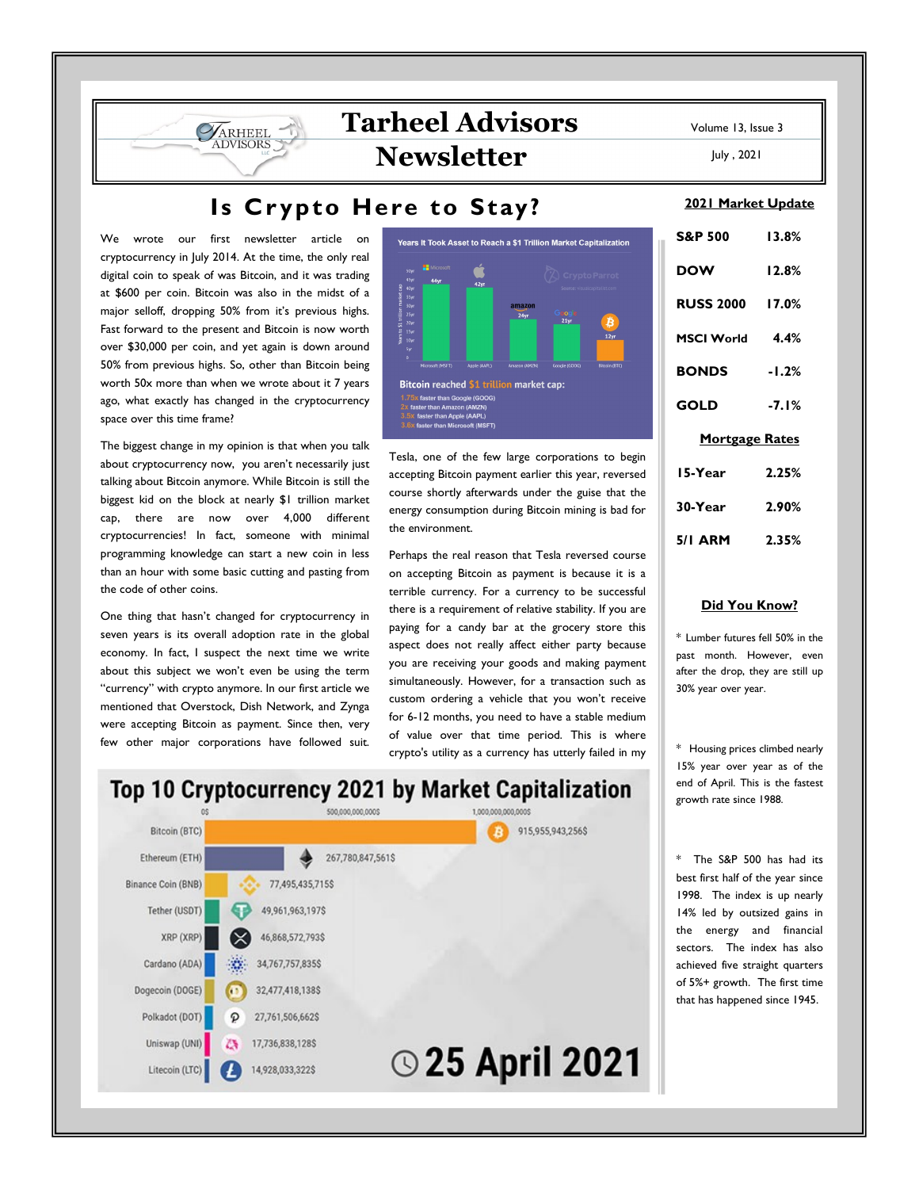# Tarheel Advisors Newsletter

Volume 13, Issue 3

July , 2021

## Is Crypto Here to Stay?

We wrote our first newsletter article on cryptocurrency in July 2014. At the time, the only real digital coin to speak of was Bitcoin, and it was trading at $600 per coin. Bitcoin was also in the midst of a major selloff, dropping 50% from it's previous highs. Fast forward to the present and Bitcoin is now worth over $30,000 per coin, and yet again is down around 50% from previous highs. So, other than Bitcoin being worth 50x more than when we wrote about it 7 years ago, what exactly has changed in the cryptocurrency space over this time frame?

The biggest change in my opinion is that when you talk about cryptocurrency now, you aren't necessarily just talking about Bitcoin anymore. While Bitcoin is still the biggest kid on the block at nearly $1 trillion market cap, there are now over 4,000 different cryptocurrencies! In fact, someone with minimal programming knowledge can start a new coin in less than an hour with some basic cutting and pasting from the code of other coins.

One thing that hasn't changed for cryptocurrency in seven years is its overall adoption rate in the global economy. In fact, I suspect the next time we write about this subject we won't even be using the term "currency" with crypto anymore. In our first article we mentioned that Overstock, Dish Network, and Zynga were accepting Bitcoin as payment. Since then, very few other major corporations have followed suit.

**Years It Took Asset to Reach a $1 Trillion Market Capitalization**

| Company | Years |
|---|---|
| Microsoft (MSFT) | 44yr |
| Apple (AAPL) | 42yr |
| Amazon (AMZN) | 24yr |
| Google (GOOG) | 21yr |
| Bitcoin (BTC) | 12yr |

Bitcoin reached $1 trillion market cap:
- 1.75x faster than Google (GOOG)
- 2x faster than Amazon (AMZN)
- 3.5x faster than Apple (AAPL)
- 3.6x faster than Microsoft (MSFT)

Tesla, one of the few large corporations to begin accepting Bitcoin payment earlier this year, reversed course shortly afterwards under the guise that the energy consumption during Bitcoin mining is bad for the environment.

Perhaps the real reason that Tesla reversed course on accepting Bitcoin as payment is because it is a terrible currency. For a currency to be successful there is a requirement of relative stability. If you are paying for a candy bar at the grocery store this aspect does not really affect either party because you are receiving your goods and making payment simultaneously. However, for a transaction such as custom ordering a vehicle that you won't receive for 6-12 months, you need to have a stable medium of value over that time period. This is where crypto's utility as a currency has utterly failed in my

**Top 10 Cryptocurrency 2021 by Market Capitalization** (25 April 2021)

| Cryptocurrency | Market Cap |
|---|---|
| Bitcoin (BTC) | 915,955,943,256$ |
| Ethereum (ETH) | 267,780,847,561$ |
| Binance Coin (BNB) | 77,495,435,715$ |
| Tether (USDT) | 49,961,963,197$ |
| XRP (XRP) | 46,868,572,793$ |
| Cardano (ADA) | 34,767,757,835$ |
| Dogecoin (DOGE) | 32,477,418,138$ |
| Polkadot (DOT) | 27,761,506,662$ |
| Uniswap (UNI) | 17,736,838,128$ |
| Litecoin (LTC) | 14,928,033,322$ |

### 2021 Market Update

| | |
|---|---|
| S&P 500 | 13.8% |
| DOW | 12.8% |
| RUSS 2000 | 17.0% |
| MSCI World | 4.4% |
| BONDS | -1.2% |
| GOLD | -7.1% |

### Mortgage Rates

| | |
|---|---|
| 15-Year | 2.25% |
| 30-Year | 2.90% |
| 5/1 ARM | 2.35% |

### Did You Know?

* Lumber futures fell 50% in the past month. However, even after the drop, they are still up 30% year over year.

* Housing prices climbed nearly 15% year over year as of the end of April. This is the fastest growth rate since 1988.

* The S&P 500 has had its best first half of the year since 1998. The index is up nearly 14% led by outsized gains in the energy and financial sectors. The index has also achieved five straight quarters of 5%+ growth. The first time that has happened since 1945.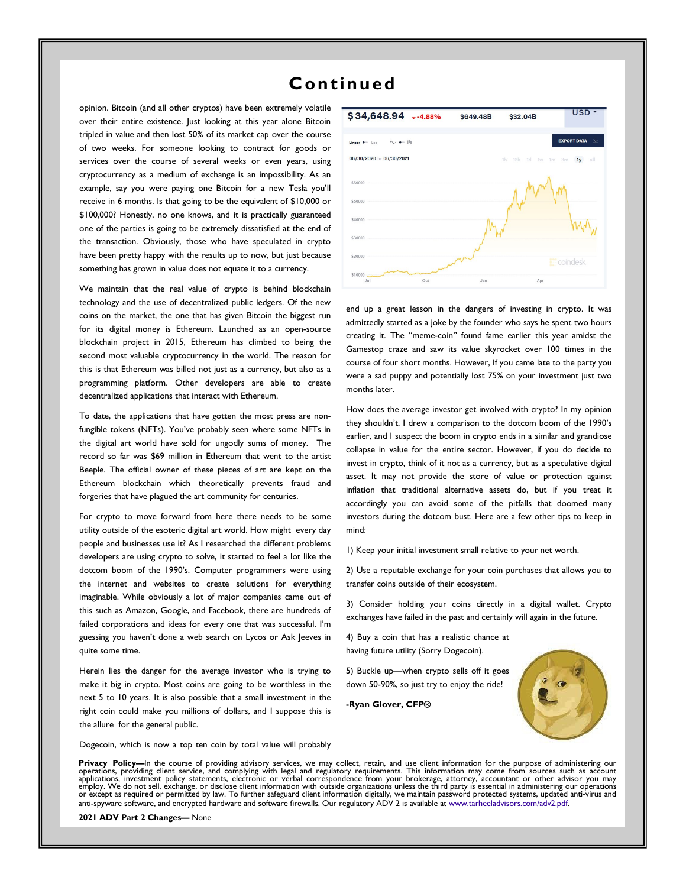# Continued

opinion. Bitcoin (and all other cryptos) have been extremely volatile over their entire existence. Just looking at this year alone Bitcoin tripled in value and then lost 50% of its market cap over the course of two weeks. For someone looking to contract for goods or services over the course of several weeks or even years, using cryptocurrency as a medium of exchange is an impossibility. As an example, say you were paying one Bitcoin for a new Tesla you'll receive in 6 months. Is that going to be the equivalent of $10,000 or $100,000? Honestly, no one knows, and it is practically guaranteed one of the parties is going to be extremely dissatisfied at the end of the transaction. Obviously, those who have speculated in crypto have been pretty happy with the results up to now, but just because something has grown in value does not equate it to a currency.

We maintain that the real value of crypto is behind blockchain technology and the use of decentralized public ledgers. Of the new coins on the market, the one that has given Bitcoin the biggest run for its digital money is Ethereum. Launched as an open-source blockchain project in 2015, Ethereum has climbed to being the second most valuable cryptocurrency in the world. The reason for this is that Ethereum was billed not just as a currency, but also as a programming platform. Other developers are able to create decentralized applications that interact with Ethereum.

To date, the applications that have gotten the most press are non-fungible tokens (NFTs). You've probably seen where some NFTs in the digital art world have sold for ungodly sums of money. The record so far was $69 million in Ethereum that went to the artist Beeple. The official owner of these pieces of art are kept on the Ethereum blockchain which theoretically prevents fraud and forgeries that have plagued the art community for centuries.

For crypto to move forward from here there needs to be some utility outside of the esoteric digital art world. How might every day people and businesses use it? As I researched the different problems developers are using crypto to solve, it started to feel a lot like the dotcom boom of the 1990's. Computer programmers were using the internet and websites to create solutions for everything imaginable. While obviously a lot of major companies came out of this such as Amazon, Google, and Facebook, there are hundreds of failed corporations and ideas for every one that was successful. I'm guessing you haven't done a web search on Lycos or Ask Jeeves in quite some time.

Herein lies the danger for the average investor who is trying to make it big in crypto. Most coins are going to be worthless in the next 5 to 10 years. It is also possible that a small investment in the right coin could make you millions of dollars, and I suppose this is the allure for the general public.

Dogecoin, which is now a top ten coin by total value will probably

$34,648.94 -4.88% $649.48B $32.04B USD

Linear Log

EXPORT DATA

06/30/2020 to 06/30/2021

1h 12h 1d 1w 1m 3m 1y all

$60000
$50000
$40000
$30000
$20000
$10000

Jul Oct Jan Apr

coindesk

end up a great lesson in the dangers of investing in crypto. It was admittedly started as a joke by the founder who says he spent two hours creating it. The "meme-coin" found fame earlier this year amidst the Gamestop craze and saw its value skyrocket over 100 times in the course of four short months. However, If you came late to the party you were a sad puppy and potentially lost 75% on your investment just two months later.

How does the average investor get involved with crypto? In my opinion they shouldn't. I drew a comparison to the dotcom boom of the 1990's earlier, and I suspect the boom in crypto ends in a similar and grandiose collapse in value for the entire sector. However, if you do decide to invest in crypto, think of it not as a currency, but as a speculative digital asset. It may not provide the store of value or protection against inflation that traditional alternative assets do, but if you treat it accordingly you can avoid some of the pitfalls that doomed many investors during the dotcom bust. Here are a few other tips to keep in mind:

1) Keep your initial investment small relative to your net worth.

2) Use a reputable exchange for your coin purchases that allows you to transfer coins outside of their ecosystem.

3) Consider holding your coins directly in a digital wallet. Crypto exchanges have failed in the past and certainly will again in the future.

4) Buy a coin that has a realistic chance at having future utility (Sorry Dogecoin).

5) Buckle up—when crypto sells off it goes down 50-90%, so just try to enjoy the ride!

**-Ryan Glover, CFP®**

**Privacy Policy—**In the course of providing advisory services, we may collect, retain, and use client information for the purpose of administering our operations, providing client service, and complying with legal and regulatory requirements. This information may come from sources such as account applications, investment policy statements, electronic or verbal correspondence from your brokerage, attorney, accountant or other advisor you may employ. We do not sell, exchange, or disclose client information with outside organizations unless the third party is essential in administering our operations or except as required or permitted by law. To further safeguard client information digitally, we maintain password protected systems, updated anti-virus and anti-spyware software, and encrypted hardware and software firewalls. Our regulatory ADV 2 is available at www.tarheeladvisors.com/adv2.pdf.

**2021 ADV Part 2 Changes—** None